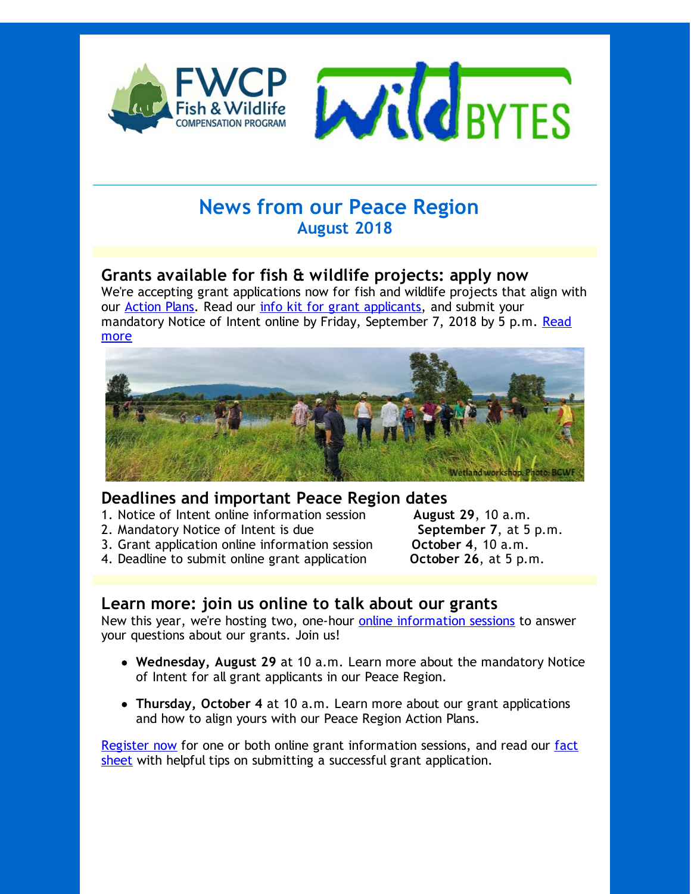# News from our Peace Region

## August 2018

### Grants available for fish & wildlife projects: apply now

We're accepting grant applications now for fish and wildlife projects that align with our Action Plans. Read our info kit for grant applicants, and submit your mandatory Notice of Intent online by Friday, September 7, 2018 by 5 p.m. Read more

Wetland workshop. Photo: BCWF

### Deadlines and important Peace Region dates

1. Notice of Intent online information session — **August 29**, 10 a.m.
2. Mandatory Notice of Intent is due — **September 7**, at 5 p.m.
3. Grant application online information session — **October 4**, 10 a.m.
4. Deadline to submit online grant application — **October 26**, at 5 p.m.

### Learn more: join us online to talk about our grants

New this year, we're hosting two, one-hour online information sessions to answer your questions about our grants. Join us!

- **Wednesday, August 29** at 10 a.m. Learn more about the mandatory Notice of Intent for all grant applicants in our Peace Region.
- **Thursday, October 4** at 10 a.m. Learn more about our grant applications and how to align yours with our Peace Region Action Plans.

Register now for one or both online grant information sessions, and read our fact sheet with helpful tips on submitting a successful grant application.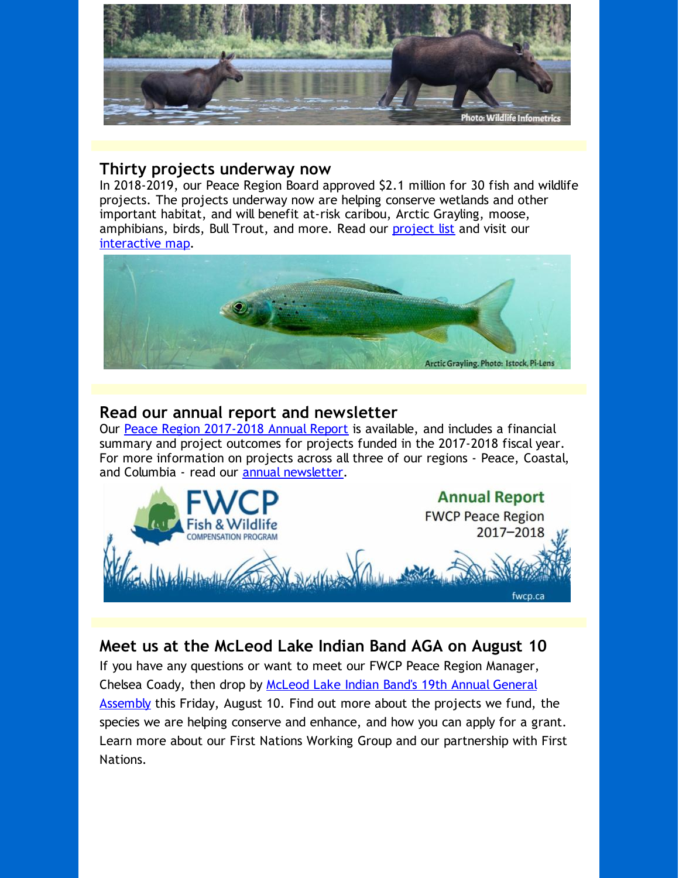Photo: Wildlife Infometrics

## Thirty projects underway now

In 2018-2019, our Peace Region Board approved $2.1 million for 30 fish and wildlife projects. The projects underway now are helping conserve wetlands and other important habitat, and will benefit at-risk caribou, Arctic Grayling, moose, amphibians, birds, Bull Trout, and more. Read our project list and visit our interactive map.

Arctic Grayling. Photo: Istock, Pi-Lens

## Read our annual report and newsletter

Our Peace Region 2017-2018 Annual Report is available, and includes a financial summary and project outcomes for projects funded in the 2017-2018 fiscal year. For more information on projects across all three of our regions - Peace, Coastal, and Columbia - read our annual newsletter.

FWCP Fish & Wildlife Compensation Program

Annual Report
FWCP Peace Region
2017–2018

fwcp.ca

## Meet us at the McLeod Lake Indian Band AGA on August 10

If you have any questions or want to meet our FWCP Peace Region Manager, Chelsea Coady, then drop by McLeod Lake Indian Band's 19th Annual General Assembly this Friday, August 10. Find out more about the projects we fund, the species we are helping conserve and enhance, and how you can apply for a grant. Learn more about our First Nations Working Group and our partnership with First Nations.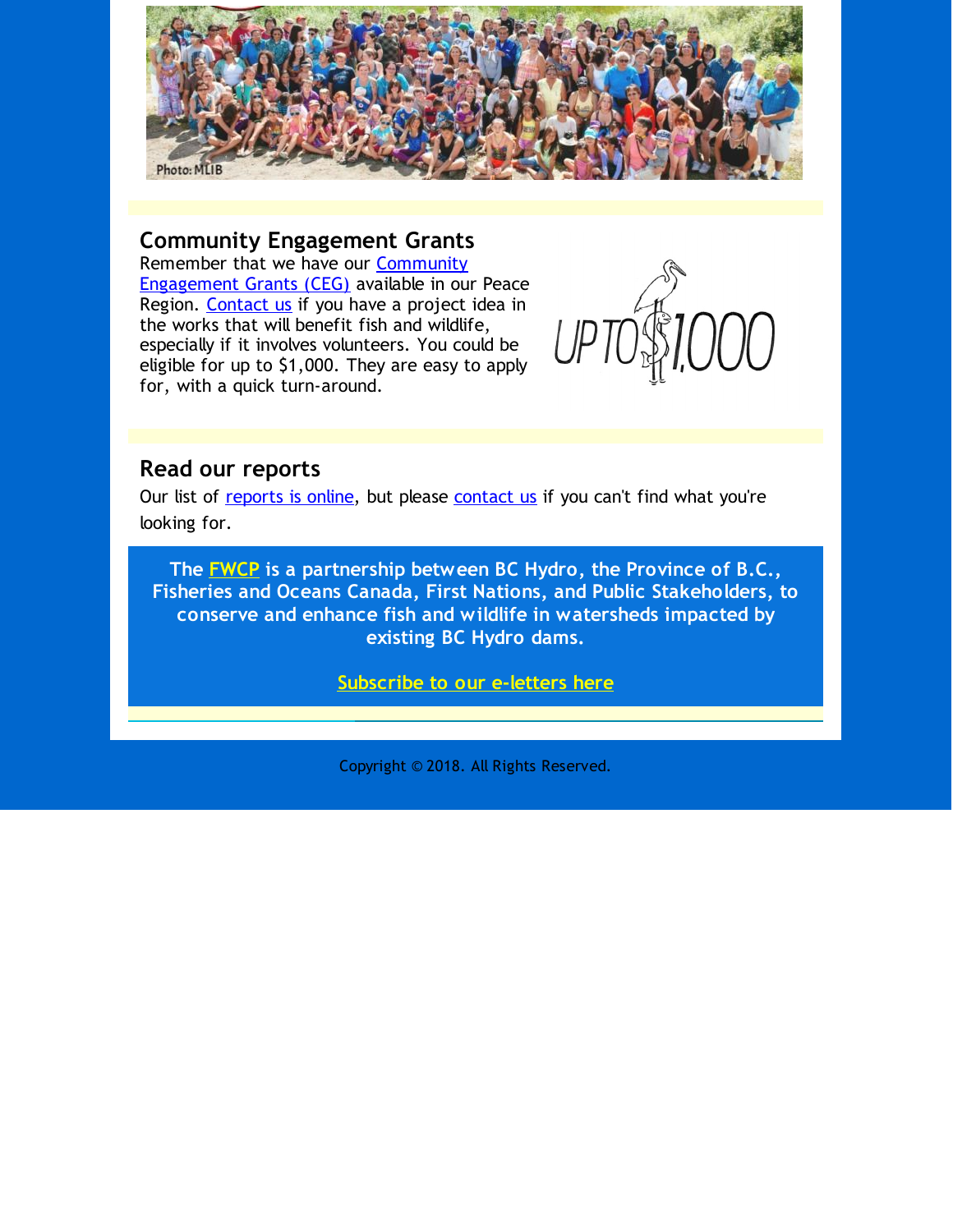Photo: MLIB

## Community Engagement Grants

Remember that we have our Community Engagement Grants (CEG) available in our Peace Region. Contact us if you have a project idea in the works that will benefit fish and wildlife, especially if it involves volunteers. You could be eligible for up to $1,000. They are easy to apply for, with a quick turn-around.

UP TO $1,000

## Read our reports

Our list of reports is online, but please contact us if you can't find what you're looking for.

**The FWCP is a partnership between BC Hydro, the Province of B.C., Fisheries and Oceans Canada, First Nations, and Public Stakeholders, to conserve and enhance fish and wildlife in watersheds impacted by existing BC Hydro dams.**

**Subscribe to our e-letters here**

Copyright © 2018. All Rights Reserved.